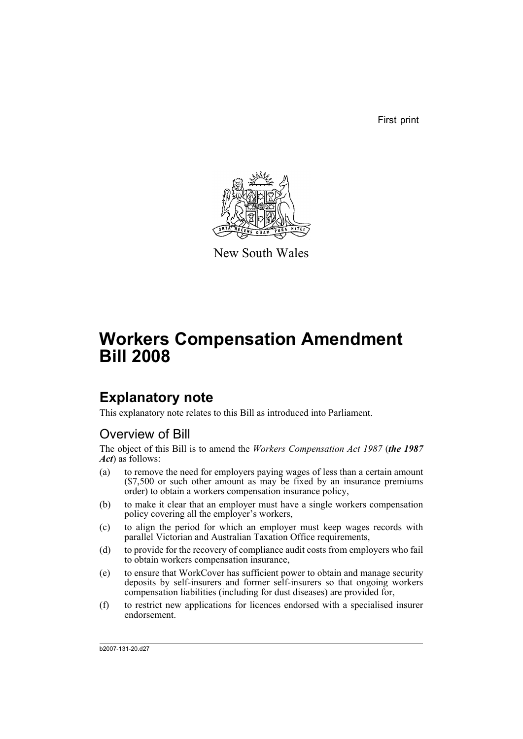First print

New South Wales

# Workers Compensation Amendment Bill 2008

## Explanatory note

This explanatory note relates to this Bill as introduced into Parliament.

### Overview of Bill

The object of this Bill is to amend the *Workers Compensation Act 1987* (***the 1987 Act***) as follows:

(a) to remove the need for employers paying wages of less than a certain amount ($7,500 or such other amount as may be fixed by an insurance premiums order) to obtain a workers compensation insurance policy,

(b) to make it clear that an employer must have a single workers compensation policy covering all the employer's workers,

(c) to align the period for which an employer must keep wages records with parallel Victorian and Australian Taxation Office requirements,

(d) to provide for the recovery of compliance audit costs from employers who fail to obtain workers compensation insurance,

(e) to ensure that WorkCover has sufficient power to obtain and manage security deposits by self-insurers and former self-insurers so that ongoing workers compensation liabilities (including for dust diseases) are provided for,

(f) to restrict new applications for licences endorsed with a specialised insurer endorsement.

b2007-131-20.d27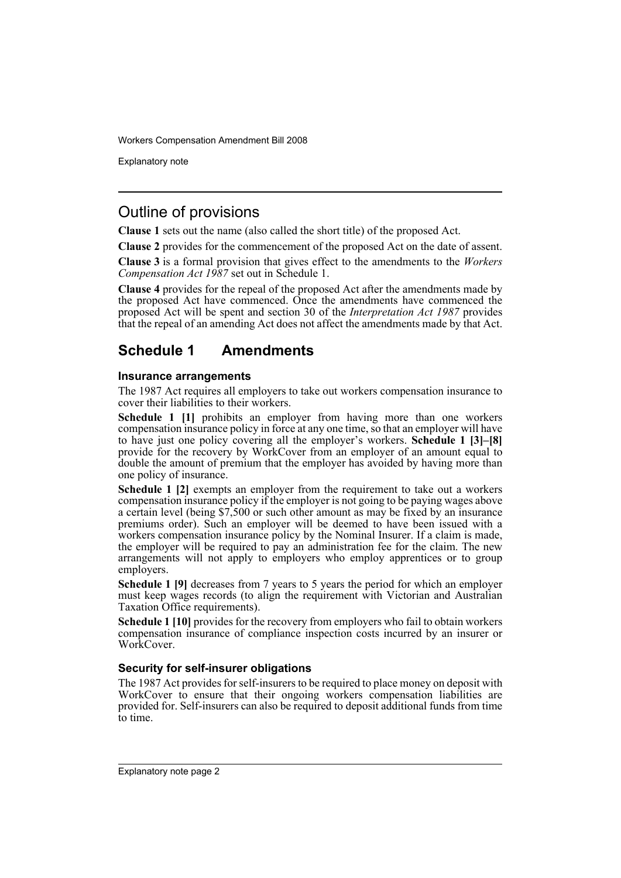## Outline of provisions

**Clause 1** sets out the name (also called the short title) of the proposed Act.

**Clause 2** provides for the commencement of the proposed Act on the date of assent.

**Clause 3** is a formal provision that gives effect to the amendments to the *Workers Compensation Act 1987* set out in Schedule 1.

**Clause 4** provides for the repeal of the proposed Act after the amendments made by the proposed Act have commenced. Once the amendments have commenced the proposed Act will be spent and section 30 of the *Interpretation Act 1987* provides that the repeal of an amending Act does not affect the amendments made by that Act.

## Schedule 1 Amendments

### Insurance arrangements

The 1987 Act requires all employers to take out workers compensation insurance to cover their liabilities to their workers.

**Schedule 1 [1]** prohibits an employer from having more than one workers compensation insurance policy in force at any one time, so that an employer will have to have just one policy covering all the employer's workers. **Schedule 1 [3]–[8]** provide for the recovery by WorkCover from an employer of an amount equal to double the amount of premium that the employer has avoided by having more than one policy of insurance.

**Schedule 1 [2]** exempts an employer from the requirement to take out a workers compensation insurance policy if the employer is not going to be paying wages above a certain level (being $7,500 or such other amount as may be fixed by an insurance premiums order). Such an employer will be deemed to have been issued with a workers compensation insurance policy by the Nominal Insurer. If a claim is made, the employer will be required to pay an administration fee for the claim. The new arrangements will not apply to employers who employ apprentices or to group employers.

**Schedule 1 [9]** decreases from 7 years to 5 years the period for which an employer must keep wages records (to align the requirement with Victorian and Australian Taxation Office requirements).

**Schedule 1 [10]** provides for the recovery from employers who fail to obtain workers compensation insurance of compliance inspection costs incurred by an insurer or WorkCover.

### Security for self-insurer obligations

The 1987 Act provides for self-insurers to be required to place money on deposit with WorkCover to ensure that their ongoing workers compensation liabilities are provided for. Self-insurers can also be required to deposit additional funds from time to time.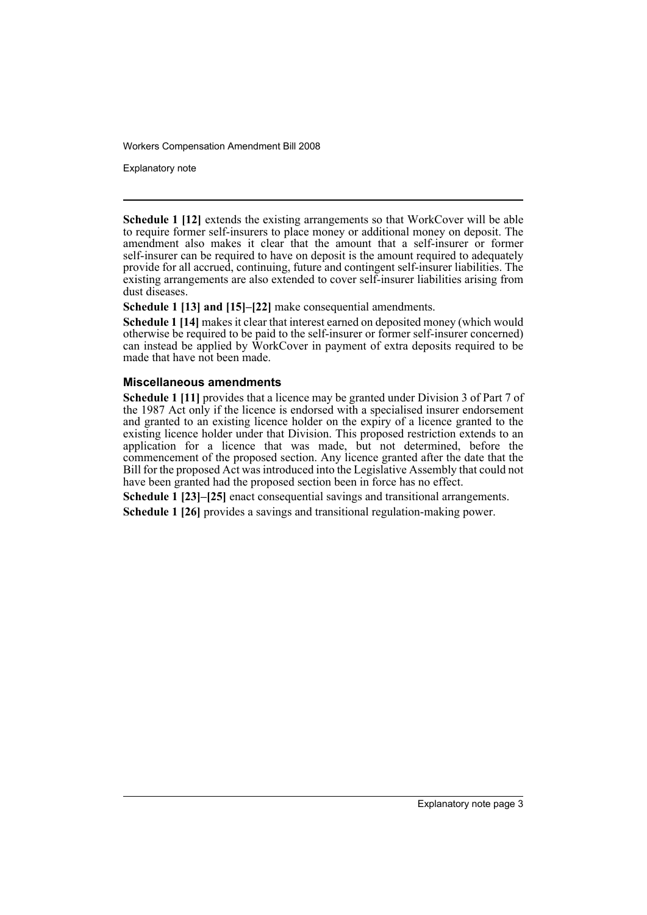**Schedule 1 [12]** extends the existing arrangements so that WorkCover will be able to require former self-insurers to place money or additional money on deposit. The amendment also makes it clear that the amount that a self-insurer or former self-insurer can be required to have on deposit is the amount required to adequately provide for all accrued, continuing, future and contingent self-insurer liabilities. The existing arrangements are also extended to cover self-insurer liabilities arising from dust diseases.

**Schedule 1 [13] and [15]–[22]** make consequential amendments.

**Schedule 1 [14]** makes it clear that interest earned on deposited money (which would otherwise be required to be paid to the self-insurer or former self-insurer concerned) can instead be applied by WorkCover in payment of extra deposits required to be made that have not been made.

### Miscellaneous amendments

**Schedule 1 [11]** provides that a licence may be granted under Division 3 of Part 7 of the 1987 Act only if the licence is endorsed with a specialised insurer endorsement and granted to an existing licence holder on the expiry of a licence granted to the existing licence holder under that Division. This proposed restriction extends to an application for a licence that was made, but not determined, before the commencement of the proposed section. Any licence granted after the date that the Bill for the proposed Act was introduced into the Legislative Assembly that could not have been granted had the proposed section been in force has no effect.

**Schedule 1 [23]–[25]** enact consequential savings and transitional arrangements.

**Schedule 1 [26]** provides a savings and transitional regulation-making power.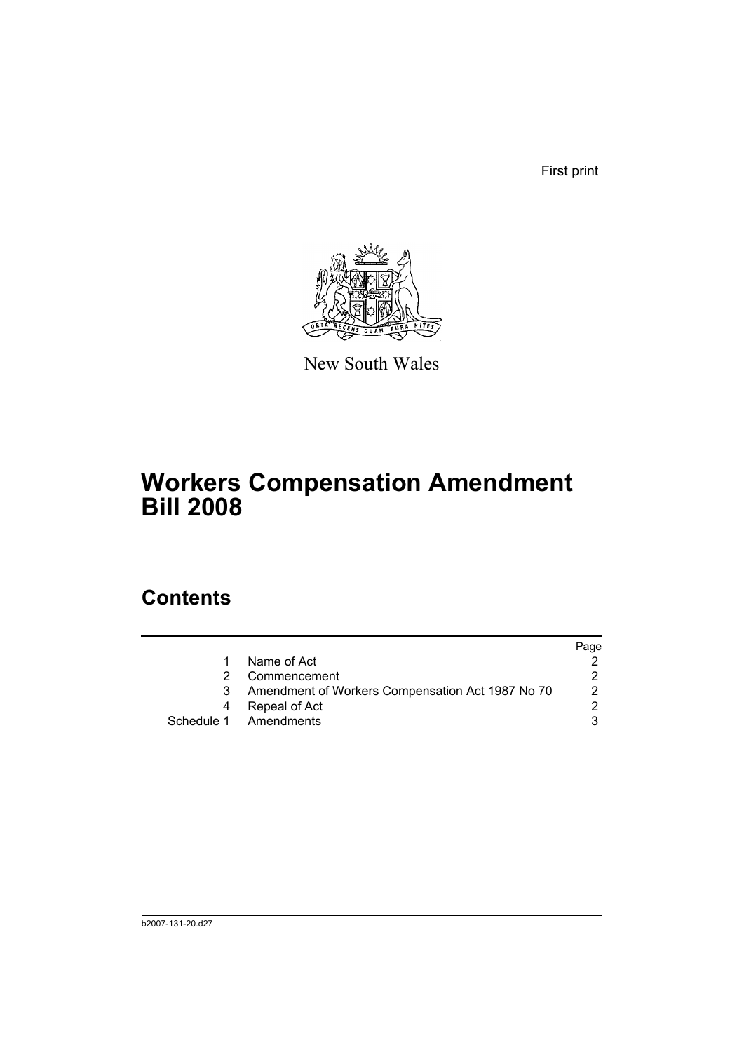First print

New South Wales

# Workers Compensation Amendment Bill 2008

## Contents

| | | Page |
|---|---|---|
| 1 | Name of Act | 2 |
| 2 | Commencement | 2 |
| 3 | Amendment of Workers Compensation Act 1987 No 70 | 2 |
| 4 | Repeal of Act | 2 |
| Schedule 1 | Amendments | 3 |

b2007-131-20.d27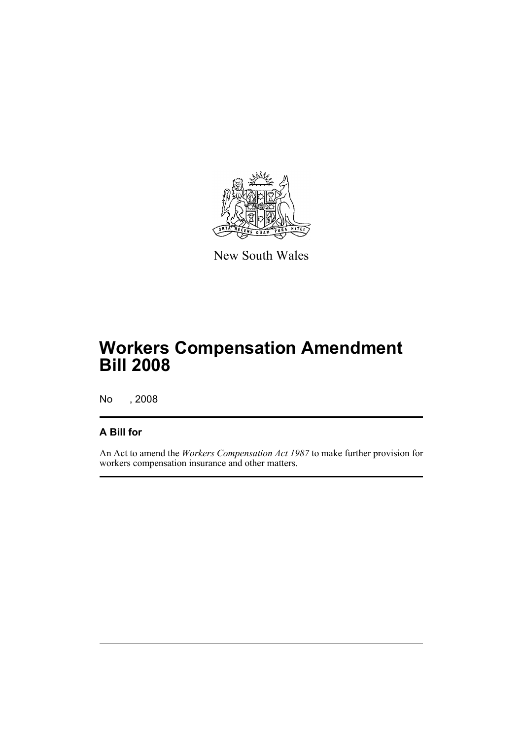New South Wales

# Workers Compensation Amendment Bill 2008

No , 2008

## A Bill for

An Act to amend the *Workers Compensation Act 1987* to make further provision for workers compensation insurance and other matters.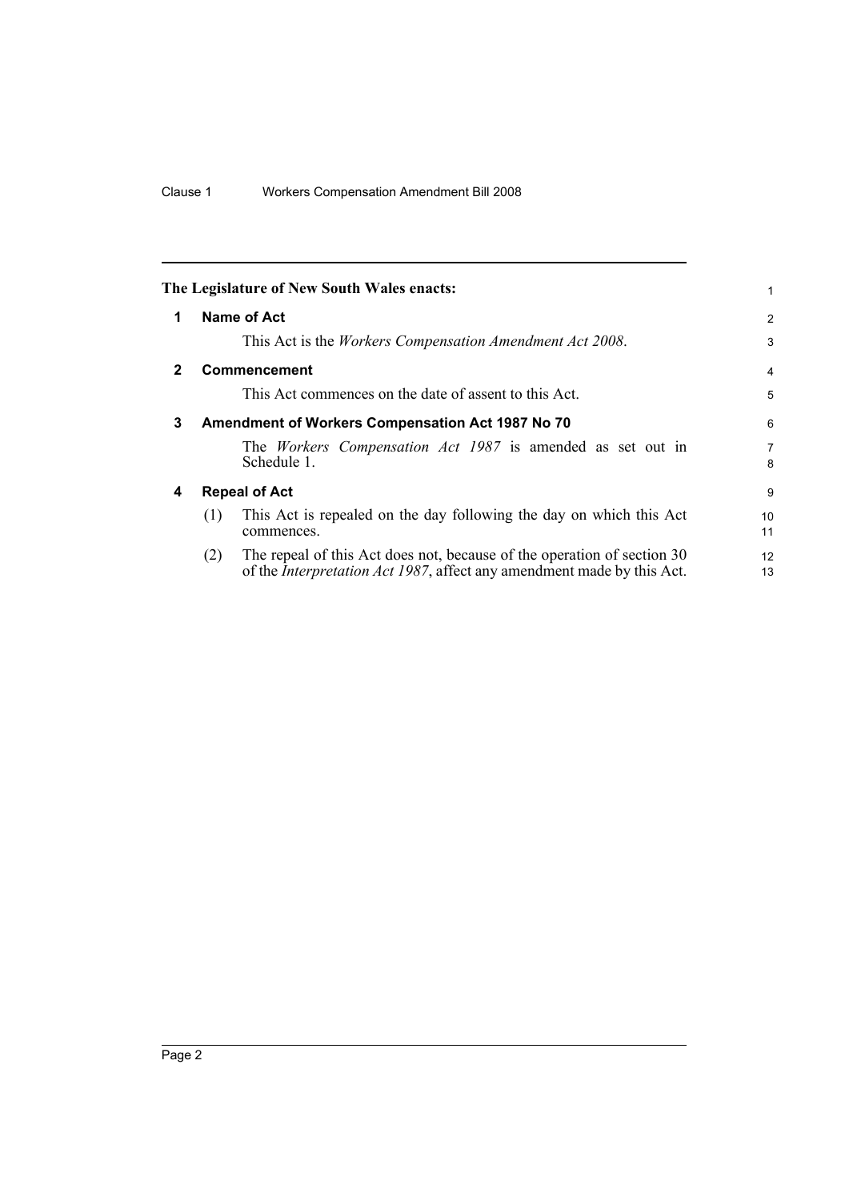The Legislature of New South Wales enacts:

## 1 Name of Act

This Act is the *Workers Compensation Amendment Act 2008*.

## 2 Commencement

This Act commences on the date of assent to this Act.

## 3 Amendment of Workers Compensation Act 1987 No 70

The *Workers Compensation Act 1987* is amended as set out in Schedule 1.

## 4 Repeal of Act

(1) This Act is repealed on the day following the day on which this Act commences.

(2) The repeal of this Act does not, because of the operation of section 30 of the *Interpretation Act 1987*, affect any amendment made by this Act.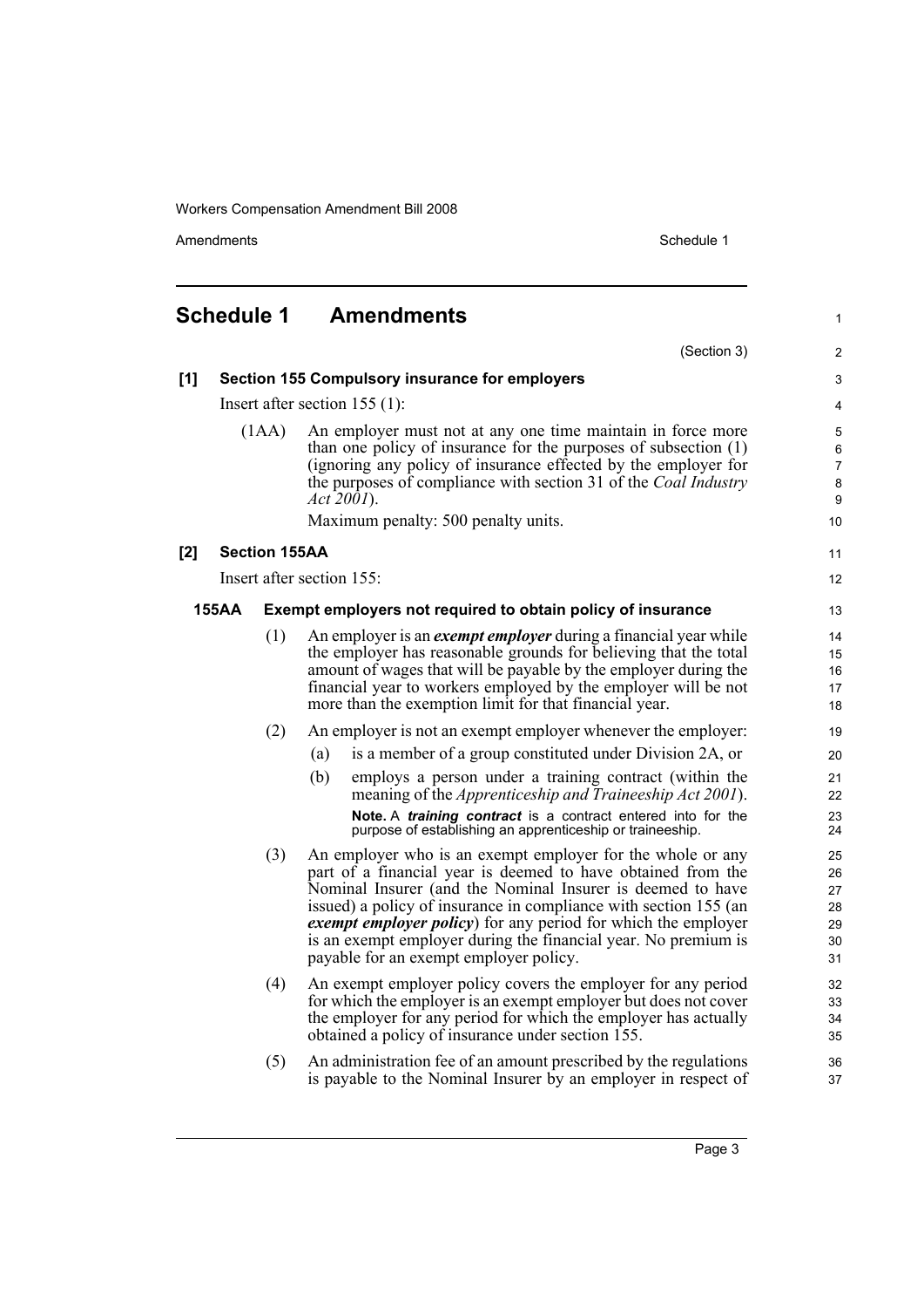## Schedule 1 Amendments

(Section 3)

**[1] Section 155 Compulsory insurance for employers**

Insert after section 155 (1):

(1AA) An employer must not at any one time maintain in force more than one policy of insurance for the purposes of subsection (1) (ignoring any policy of insurance effected by the employer for the purposes of compliance with section 31 of the *Coal Industry Act 2001*).

Maximum penalty: 500 penalty units.

**[2] Section 155AA**

Insert after section 155:

**155AA Exempt employers not required to obtain policy of insurance**

(1) An employer is an ***exempt employer*** during a financial year while the employer has reasonable grounds for believing that the total amount of wages that will be payable by the employer during the financial year to workers employed by the employer will be not more than the exemption limit for that financial year.

(2) An employer is not an exempt employer whenever the employer:

(a) is a member of a group constituted under Division 2A, or

(b) employs a person under a training contract (within the meaning of the *Apprenticeship and Traineeship Act 2001*).

**Note.** A ***training contract*** is a contract entered into for the purpose of establishing an apprenticeship or traineeship.

(3) An employer who is an exempt employer for the whole or any part of a financial year is deemed to have obtained from the Nominal Insurer (and the Nominal Insurer is deemed to have issued) a policy of insurance in compliance with section 155 (an ***exempt employer policy***) for any period for which the employer is an exempt employer during the financial year. No premium is payable for an exempt employer policy.

(4) An exempt employer policy covers the employer for any period for which the employer is an exempt employer but does not cover the employer for any period for which the employer has actually obtained a policy of insurance under section 155.

(5) An administration fee of an amount prescribed by the regulations is payable to the Nominal Insurer by an employer in respect of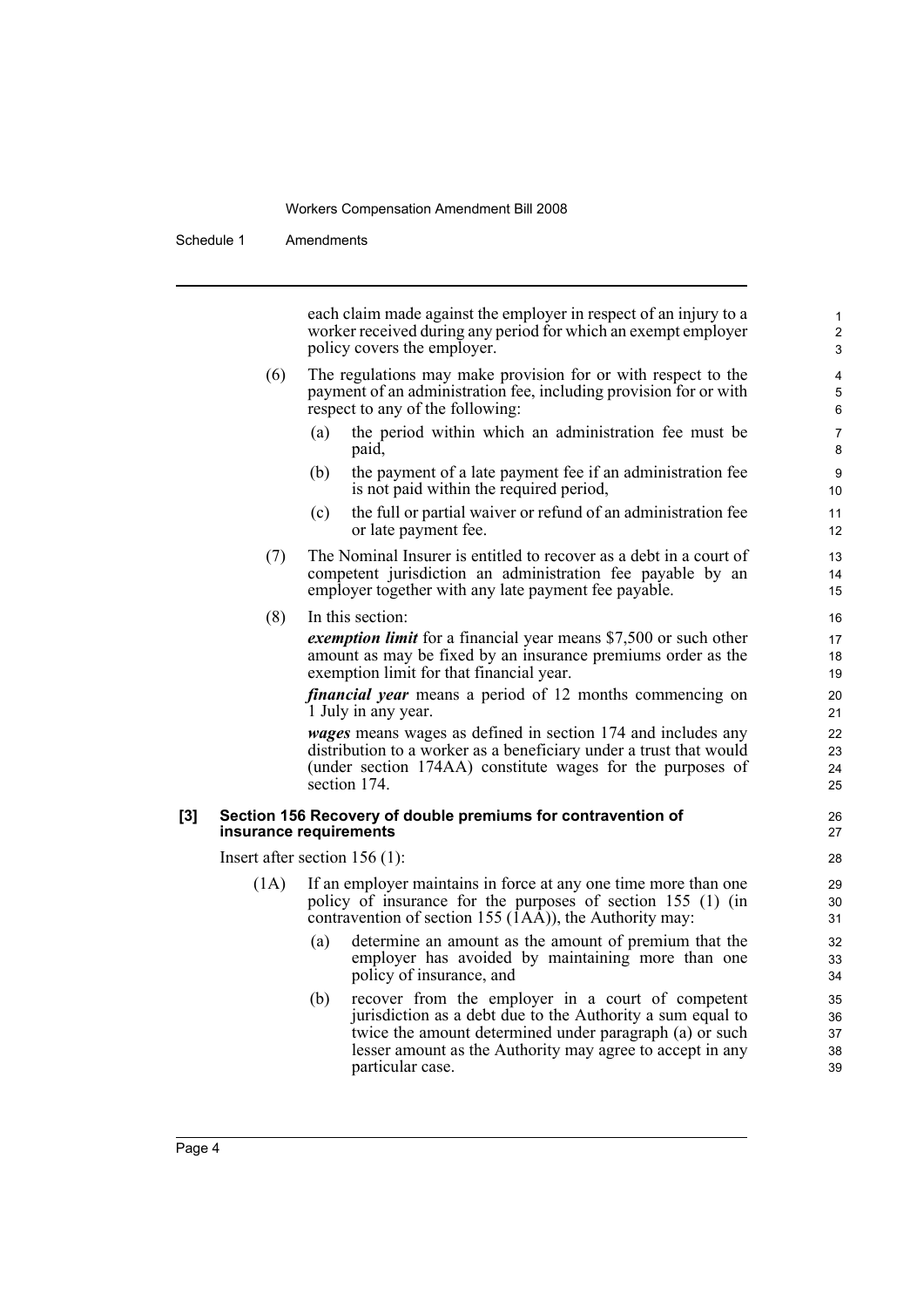each claim made against the employer in respect of an injury to a worker received during any period for which an exempt employer policy covers the employer.

(6) The regulations may make provision for or with respect to the payment of an administration fee, including provision for or with respect to any of the following:

(a) the period within which an administration fee must be paid,

(b) the payment of a late payment fee if an administration fee is not paid within the required period,

(c) the full or partial waiver or refund of an administration fee or late payment fee.

(7) The Nominal Insurer is entitled to recover as a debt in a court of competent jurisdiction an administration fee payable by an employer together with any late payment fee payable.

(8) In this section:

***exemption limit*** for a financial year means $7,500 or such other amount as may be fixed by an insurance premiums order as the exemption limit for that financial year.

***financial year*** means a period of 12 months commencing on 1 July in any year.

***wages*** means wages as defined in section 174 and includes any distribution to a worker as a beneficiary under a trust that would (under section 174AA) constitute wages for the purposes of section 174.

**[3] Section 156 Recovery of double premiums for contravention of insurance requirements**

Insert after section 156 (1):

(1A) If an employer maintains in force at any one time more than one policy of insurance for the purposes of section 155 (1) (in contravention of section 155 (1AA)), the Authority may:

(a) determine an amount as the amount of premium that the employer has avoided by maintaining more than one policy of insurance, and

(b) recover from the employer in a court of competent jurisdiction as a debt due to the Authority a sum equal to twice the amount determined under paragraph (a) or such lesser amount as the Authority may agree to accept in any particular case.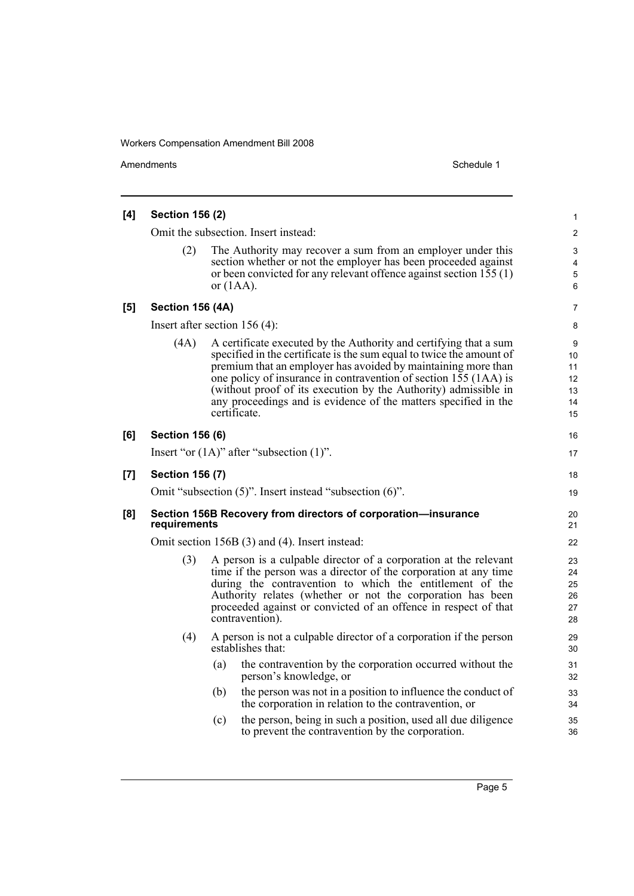**[4] Section 156 (2)**

Omit the subsection. Insert instead:

(2) The Authority may recover a sum from an employer under this section whether or not the employer has been proceeded against or been convicted for any relevant offence against section 155 (1) or (1AA).

**[5] Section 156 (4A)**

Insert after section 156 (4):

(4A) A certificate executed by the Authority and certifying that a sum specified in the certificate is the sum equal to twice the amount of premium that an employer has avoided by maintaining more than one policy of insurance in contravention of section 155 (1AA) is (without proof of its execution by the Authority) admissible in any proceedings and is evidence of the matters specified in the certificate.

**[6] Section 156 (6)**

Insert "or (1A)" after "subsection (1)".

**[7] Section 156 (7)**

Omit "subsection (5)". Insert instead "subsection (6)".

**[8] Section 156B Recovery from directors of corporation—insurance requirements**

Omit section 156B (3) and (4). Insert instead:

(3) A person is a culpable director of a corporation at the relevant time if the person was a director of the corporation at any time during the contravention to which the entitlement of the Authority relates (whether or not the corporation has been proceeded against or convicted of an offence in respect of that contravention).

(4) A person is not a culpable director of a corporation if the person establishes that:

(a) the contravention by the corporation occurred without the person's knowledge, or

(b) the person was not in a position to influence the conduct of the corporation in relation to the contravention, or

(c) the person, being in such a position, used all due diligence to prevent the contravention by the corporation.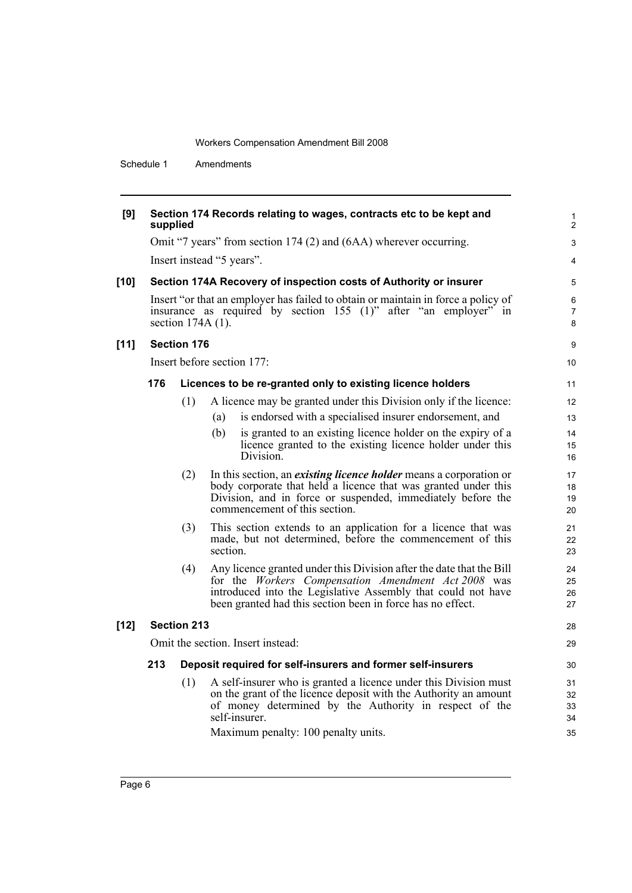**[9] Section 174 Records relating to wages, contracts etc to be kept and supplied**

Omit "7 years" from section 174 (2) and (6AA) wherever occurring.

Insert instead "5 years".

**[10] Section 174A Recovery of inspection costs of Authority or insurer**

Insert "or that an employer has failed to obtain or maintain in force a policy of insurance as required by section 155 (1)" after "an employer" in section 174A (1).

**[11] Section 176**

Insert before section 177:

**176 Licences to be re-granted only to existing licence holders**

(1) A licence may be granted under this Division only if the licence:

(a) is endorsed with a specialised insurer endorsement, and

(b) is granted to an existing licence holder on the expiry of a licence granted to the existing licence holder under this Division.

(2) In this section, an ***existing licence holder*** means a corporation or body corporate that held a licence that was granted under this Division, and in force or suspended, immediately before the commencement of this section.

(3) This section extends to an application for a licence that was made, but not determined, before the commencement of this section.

(4) Any licence granted under this Division after the date that the Bill for the *Workers Compensation Amendment Act 2008* was introduced into the Legislative Assembly that could not have been granted had this section been in force has no effect.

**[12] Section 213**

Omit the section. Insert instead:

**213 Deposit required for self-insurers and former self-insurers**

(1) A self-insurer who is granted a licence under this Division must on the grant of the licence deposit with the Authority an amount of money determined by the Authority in respect of the self-insurer.

Maximum penalty: 100 penalty units.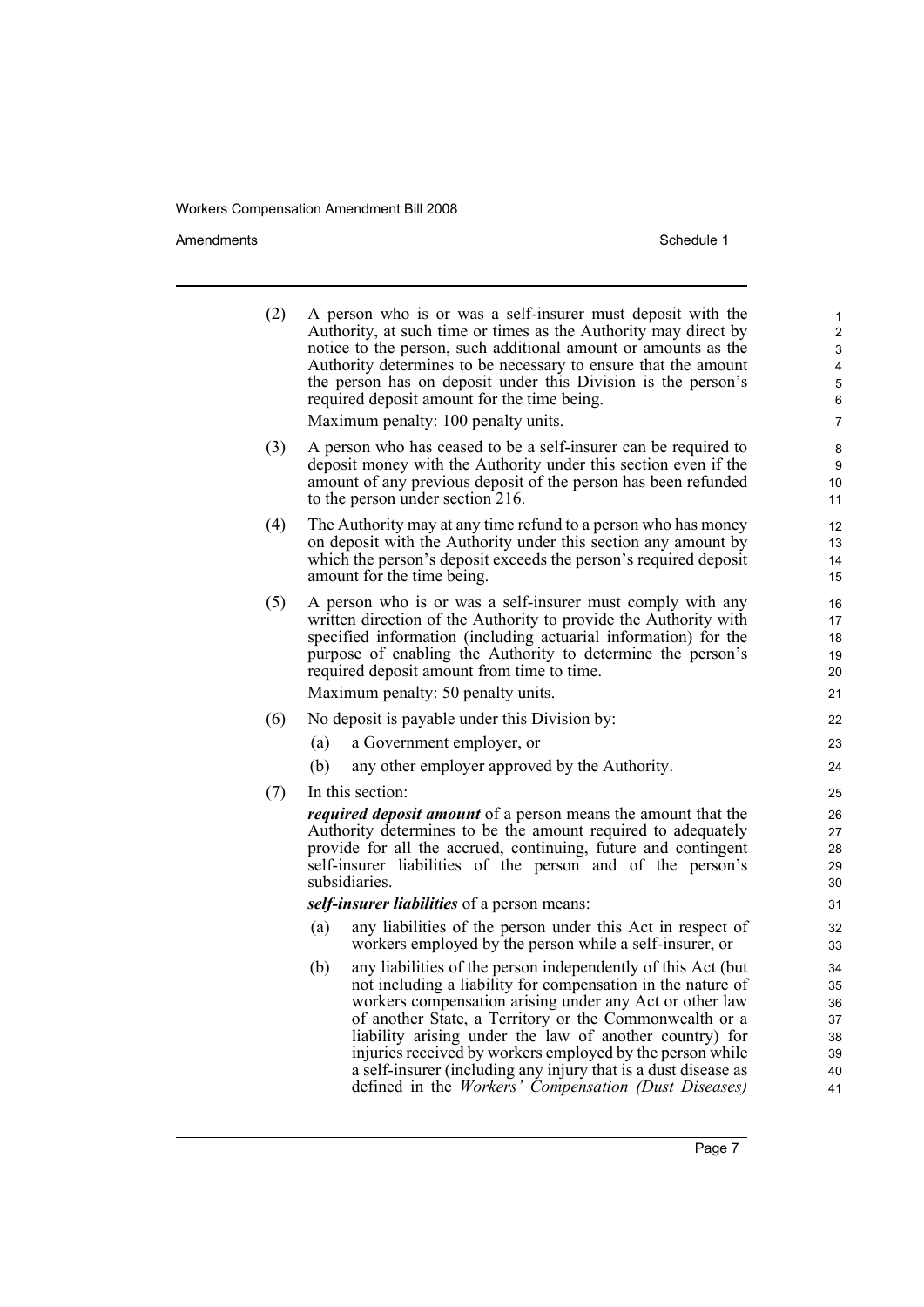(2) A person who is or was a self-insurer must deposit with the Authority, at such time or times as the Authority may direct by notice to the person, such additional amount or amounts as the Authority determines to be necessary to ensure that the amount the person has on deposit under this Division is the person's required deposit amount for the time being.

Maximum penalty: 100 penalty units.

(3) A person who has ceased to be a self-insurer can be required to deposit money with the Authority under this section even if the amount of any previous deposit of the person has been refunded to the person under section 216.

(4) The Authority may at any time refund to a person who has money on deposit with the Authority under this section any amount by which the person's deposit exceeds the person's required deposit amount for the time being.

(5) A person who is or was a self-insurer must comply with any written direction of the Authority to provide the Authority with specified information (including actuarial information) for the purpose of enabling the Authority to determine the person's required deposit amount from time to time.

Maximum penalty: 50 penalty units.

(6) No deposit is payable under this Division by:

(a) a Government employer, or

(b) any other employer approved by the Authority.

(7) In this section:

***required deposit amount*** of a person means the amount that the Authority determines to be the amount required to adequately provide for all the accrued, continuing, future and contingent self-insurer liabilities of the person and of the person's subsidiaries.

***self-insurer liabilities*** of a person means:

(a) any liabilities of the person under this Act in respect of workers employed by the person while a self-insurer, or

(b) any liabilities of the person independently of this Act (but not including a liability for compensation in the nature of workers compensation arising under any Act or other law of another State, a Territory or the Commonwealth or a liability arising under the law of another country) for injuries received by workers employed by the person while a self-insurer (including any injury that is a dust disease as defined in the *Workers' Compensation (Dust Diseases)*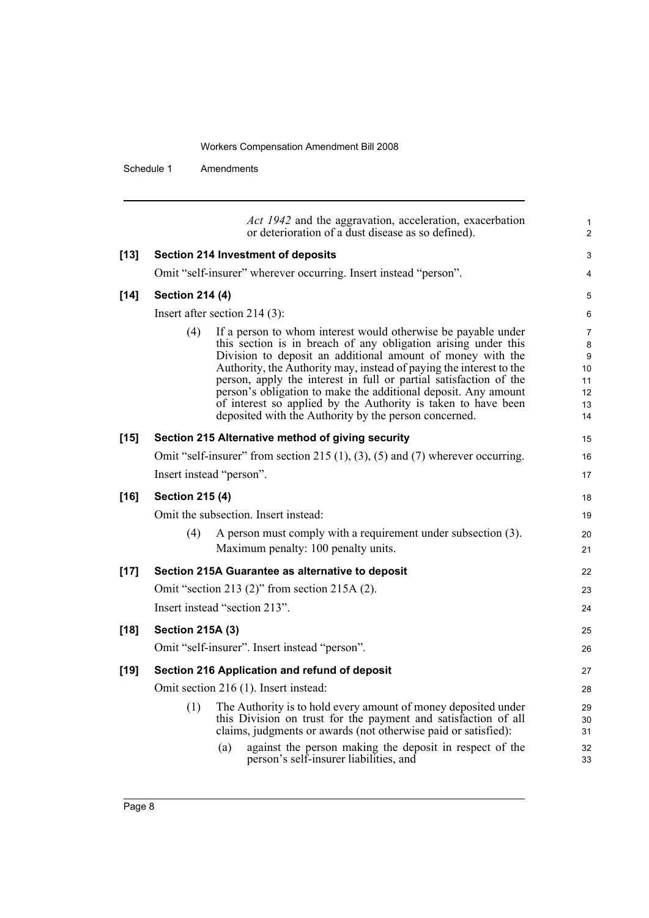*Act 1942* and the aggravation, acceleration, exacerbation or deterioration of a dust disease as so defined).

**[13] Section 214 Investment of deposits**

Omit "self-insurer" wherever occurring. Insert instead "person".

**[14] Section 214 (4)**

Insert after section 214 (3):

(4) If a person to whom interest would otherwise be payable under this section is in breach of any obligation arising under this Division to deposit an additional amount of money with the Authority, the Authority may, instead of paying the interest to the person, apply the interest in full or partial satisfaction of the person's obligation to make the additional deposit. Any amount of interest so applied by the Authority is taken to have been deposited with the Authority by the person concerned.

**[15] Section 215 Alternative method of giving security**

Omit "self-insurer" from section 215 (1), (3), (5) and (7) wherever occurring.

Insert instead "person".

**[16] Section 215 (4)**

Omit the subsection. Insert instead:

(4) A person must comply with a requirement under subsection (3).

Maximum penalty: 100 penalty units.

**[17] Section 215A Guarantee as alternative to deposit**

Omit "section 213 (2)" from section 215A (2).

Insert instead "section 213".

**[18] Section 215A (3)**

Omit "self-insurer". Insert instead "person".

**[19] Section 216 Application and refund of deposit**

Omit section 216 (1). Insert instead:

(1) The Authority is to hold every amount of money deposited under this Division on trust for the payment and satisfaction of all claims, judgments or awards (not otherwise paid or satisfied):

(a) against the person making the deposit in respect of the person's self-insurer liabilities, and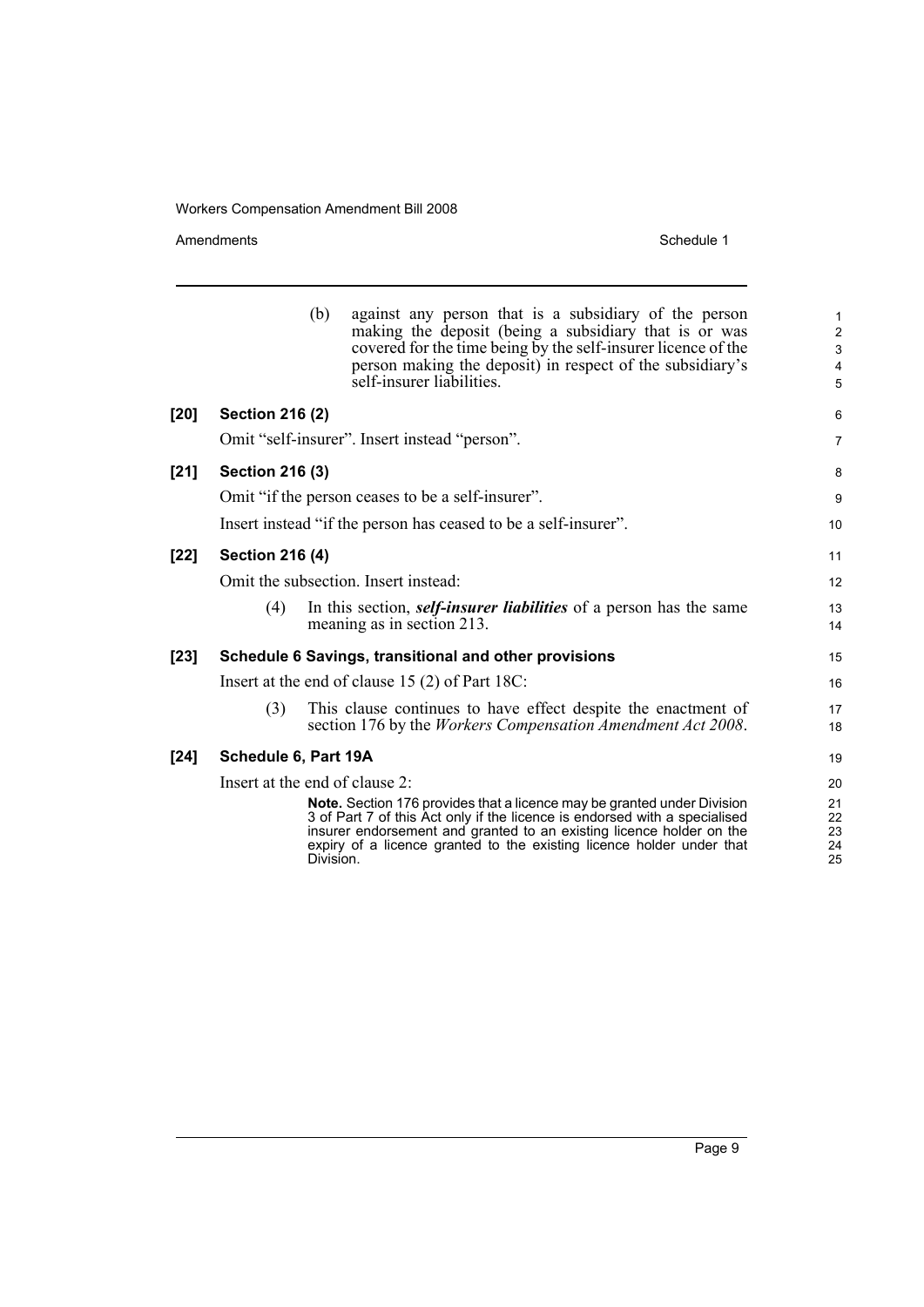(b) against any person that is a subsidiary of the person making the deposit (being a subsidiary that is or was covered for the time being by the self-insurer licence of the person making the deposit) in respect of the subsidiary's self-insurer liabilities.

**[20] Section 216 (2)**

Omit "self-insurer". Insert instead "person".

**[21] Section 216 (3)**

Omit "if the person ceases to be a self-insurer".

Insert instead "if the person has ceased to be a self-insurer".

**[22] Section 216 (4)**

Omit the subsection. Insert instead:

(4) In this section, ***self-insurer liabilities*** of a person has the same meaning as in section 213.

**[23] Schedule 6 Savings, transitional and other provisions**

Insert at the end of clause 15 (2) of Part 18C:

(3) This clause continues to have effect despite the enactment of section 176 by the *Workers Compensation Amendment Act 2008*.

**[24] Schedule 6, Part 19A**

Insert at the end of clause 2:

**Note.** Section 176 provides that a licence may be granted under Division 3 of Part 7 of this Act only if the licence is endorsed with a specialised insurer endorsement and granted to an existing licence holder on the expiry of a licence granted to the existing licence holder under that Division.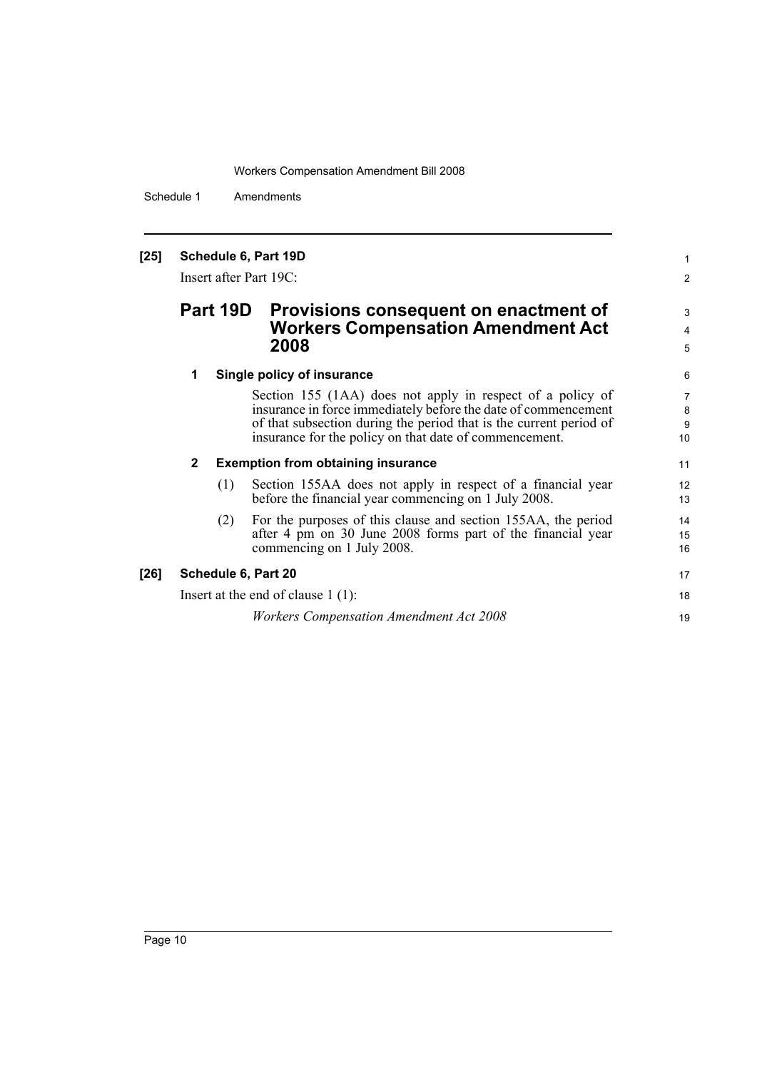**[25] Schedule 6, Part 19D**

Insert after Part 19C:

## Part 19D Provisions consequent on enactment of Workers Compensation Amendment Act 2008

### 1 Single policy of insurance

Section 155 (1AA) does not apply in respect of a policy of insurance in force immediately before the date of commencement of that subsection during the period that is the current period of insurance for the policy on that date of commencement.

### 2 Exemption from obtaining insurance

(1) Section 155AA does not apply in respect of a financial year before the financial year commencing on 1 July 2008.

(2) For the purposes of this clause and section 155AA, the period after 4 pm on 30 June 2008 forms part of the financial year commencing on 1 July 2008.

**[26] Schedule 6, Part 20**

Insert at the end of clause 1 (1):

*Workers Compensation Amendment Act 2008*